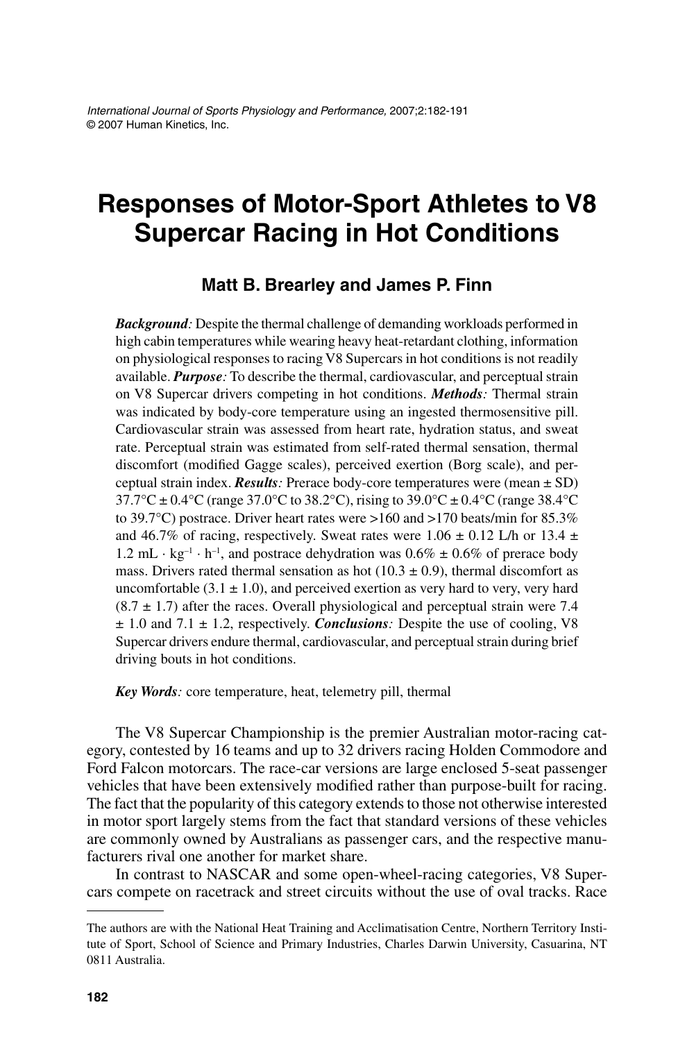# Responses of Motor-Sport Athletes to V8 Supercar Racing in Hot Conditions

## Matt B. Brearley and James P. Finn

***Background:*** Despite the thermal challenge of demanding workloads performed in high cabin temperatures while wearing heavy heat-retardant clothing, information on physiological responses to racing V8 Supercars in hot conditions is not readily available. ***Purpose:*** To describe the thermal, cardiovascular, and perceptual strain on V8 Supercar drivers competing in hot conditions. ***Methods:*** Thermal strain was indicated by body-core temperature using an ingested thermosensitive pill. Cardiovascular strain was assessed from heart rate, hydration status, and sweat rate. Perceptual strain was estimated from self-rated thermal sensation, thermal discomfort (modified Gagge scales), perceived exertion (Borg scale), and perceptual strain index. ***Results:*** Prerace body-core temperatures were (mean ± SD) 37.7°C ± 0.4°C (range 37.0°C to 38.2°C), rising to 39.0°C ± 0.4°C (range 38.4°C to 39.7°C) postrace. Driver heart rates were >160 and >170 beats/min for 85.3% and 46.7% of racing, respectively. Sweat rates were 1.06 ± 0.12 L/h or 13.4 ± 1.2 $mL \cdot kg^{-1} \cdot h^{-1}$, and postrace dehydration was 0.6% ± 0.6% of prerace body mass. Drivers rated thermal sensation as hot (10.3 ± 0.9), thermal discomfort as uncomfortable (3.1 ± 1.0), and perceived exertion as very hard to very, very hard (8.7 ± 1.7) after the races. Overall physiological and perceptual strain were 7.4 ± 1.0 and 7.1 ± 1.2, respectively. ***Conclusions:*** Despite the use of cooling, V8 Supercar drivers endure thermal, cardiovascular, and perceptual strain during brief driving bouts in hot conditions.

***Key Words:*** core temperature, heat, telemetry pill, thermal

The V8 Supercar Championship is the premier Australian motor-racing category, contested by 16 teams and up to 32 drivers racing Holden Commodore and Ford Falcon motorcars. The race-car versions are large enclosed 5-seat passenger vehicles that have been extensively modified rather than purpose-built for racing. The fact that the popularity of this category extends to those not otherwise interested in motor sport largely stems from the fact that standard versions of these vehicles are commonly owned by Australians as passenger cars, and the respective manufacturers rival one another for market share.

In contrast to NASCAR and some open-wheel-racing categories, V8 Supercars compete on racetrack and street circuits without the use of oval tracks. Race

---

The authors are with the National Heat Training and Acclimatisation Centre, Northern Territory Institute of Sport, School of Science and Primary Industries, Charles Darwin University, Casuarina, NT 0811 Australia.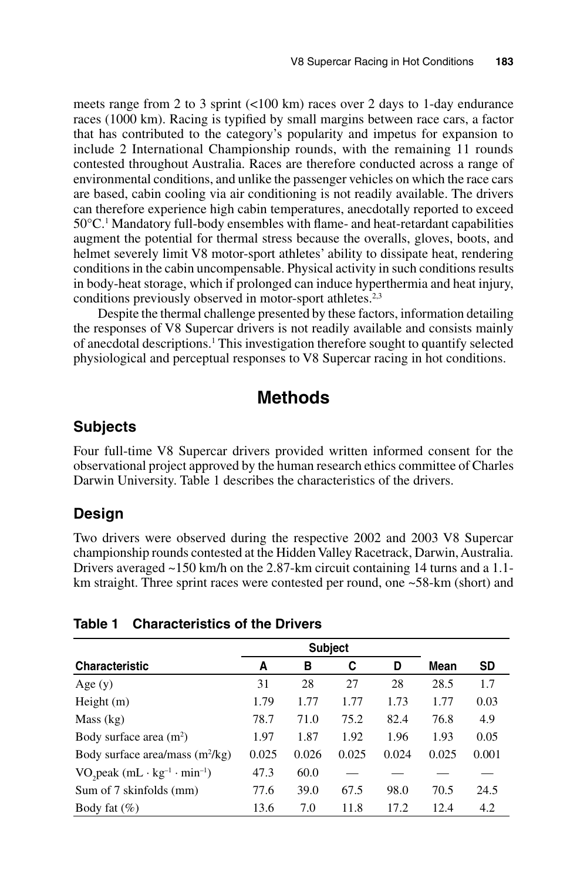meets range from 2 to 3 sprint (<100 km) races over 2 days to 1-day endurance races (1000 km). Racing is typified by small margins between race cars, a factor that has contributed to the category's popularity and impetus for expansion to include 2 International Championship rounds, with the remaining 11 rounds contested throughout Australia. Races are therefore conducted across a range of environmental conditions, and unlike the passenger vehicles on which the race cars are based, cabin cooling via air conditioning is not readily available. The drivers can therefore experience high cabin temperatures, anecdotally reported to exceed 50°C.[1] Mandatory full-body ensembles with flame- and heat-retardant capabilities augment the potential for thermal stress because the overalls, gloves, boots, and helmet severely limit V8 motor-sport athletes' ability to dissipate heat, rendering conditions in the cabin uncompensable. Physical activity in such conditions results in body-heat storage, which if prolonged can induce hyperthermia and heat injury, conditions previously observed in motor-sport athletes.[2,3]

Despite the thermal challenge presented by these factors, information detailing the responses of V8 Supercar drivers is not readily available and consists mainly of anecdotal descriptions.[1] This investigation therefore sought to quantify selected physiological and perceptual responses to V8 Supercar racing in hot conditions.

# Methods

## Subjects

Four full-time V8 Supercar drivers provided written informed consent for the observational project approved by the human research ethics committee of Charles Darwin University. Table 1 describes the characteristics of the drivers.

## Design

Two drivers were observed during the respective 2002 and 2003 V8 Supercar championship rounds contested at the Hidden Valley Racetrack, Darwin, Australia. Drivers averaged ~150 km/h on the 2.87-km circuit containing 14 turns and a 1.1-km straight. Three sprint races were contested per round, one ~58-km (short) and

**Table 1 Characteristics of the Drivers**

| | Subject | | | | | |
|---|---|---|---|---|---|---|
| **Characteristic** | **A** | **B** | **C** | **D** | **Mean** | **SD** |
| Age (y) | 31 | 28 | 27 | 28 | 28.5 | 1.7 |
| Height (m) | 1.79 | 1.77 | 1.77 | 1.73 | 1.77 | 0.03 |
| Mass (kg) | 78.7 | 71.0 | 75.2 | 82.4 | 76.8 | 4.9 |
| Body surface area ($m^2$) | 1.97 | 1.87 | 1.92 | 1.96 | 1.93 | 0.05 |
| Body surface area/mass ($m^2$/kg) | 0.025 | 0.026 | 0.025 | 0.024 | 0.025 | 0.001 |
| $VO_2$peak ($mL \cdot kg^{-1} \cdot min^{-1}$) | 47.3 | 60.0 | — | — | — | — |
| Sum of 7 skinfolds (mm) | 77.6 | 39.0 | 67.5 | 98.0 | 70.5 | 24.5 |
| Body fat (%) | 13.6 | 7.0 | 11.8 | 17.2 | 12.4 | 4.2 |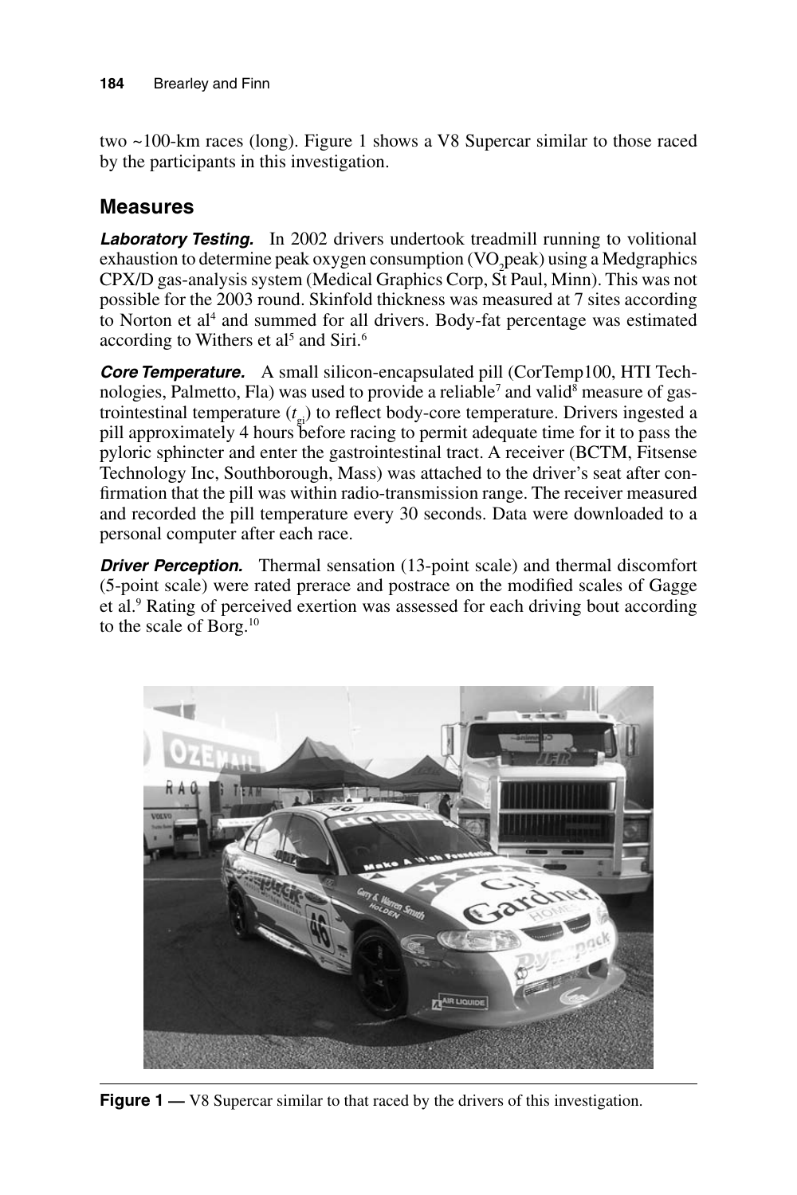two ~100-km races (long). Figure 1 shows a V8 Supercar similar to those raced by the participants in this investigation.

## Measures

***Laboratory Testing.*** In 2002 drivers undertook treadmill running to volitional exhaustion to determine peak oxygen consumption ($VO_2$peak) using a Medgraphics CPX/D gas-analysis system (Medical Graphics Corp, St Paul, Minn). This was not possible for the 2003 round. Skinfold thickness was measured at 7 sites according to Norton et al[4] and summed for all drivers. Body-fat percentage was estimated according to Withers et al[5] and Siri.[6]

***Core Temperature.*** A small silicon-encapsulated pill (CorTemp100, HTI Technologies, Palmetto, Fla) was used to provide a reliable[7] and valid[8] measure of gastrointestinal temperature ($t_{gi}$) to reflect body-core temperature. Drivers ingested a pill approximately 4 hours before racing to permit adequate time for it to pass the pyloric sphincter and enter the gastrointestinal tract. A receiver (BCTM, Fitsense Technology Inc, Southborough, Mass) was attached to the driver's seat after confirmation that the pill was within radio-transmission range. The receiver measured and recorded the pill temperature every 30 seconds. Data were downloaded to a personal computer after each race.

***Driver Perception.*** Thermal sensation (13-point scale) and thermal discomfort (5-point scale) were rated prerace and postrace on the modified scales of Gagge et al.[9] Rating of perceived exertion was assessed for each driving bout according to the scale of Borg.[10]

**Figure 1 —** V8 Supercar similar to that raced by the drivers of this investigation.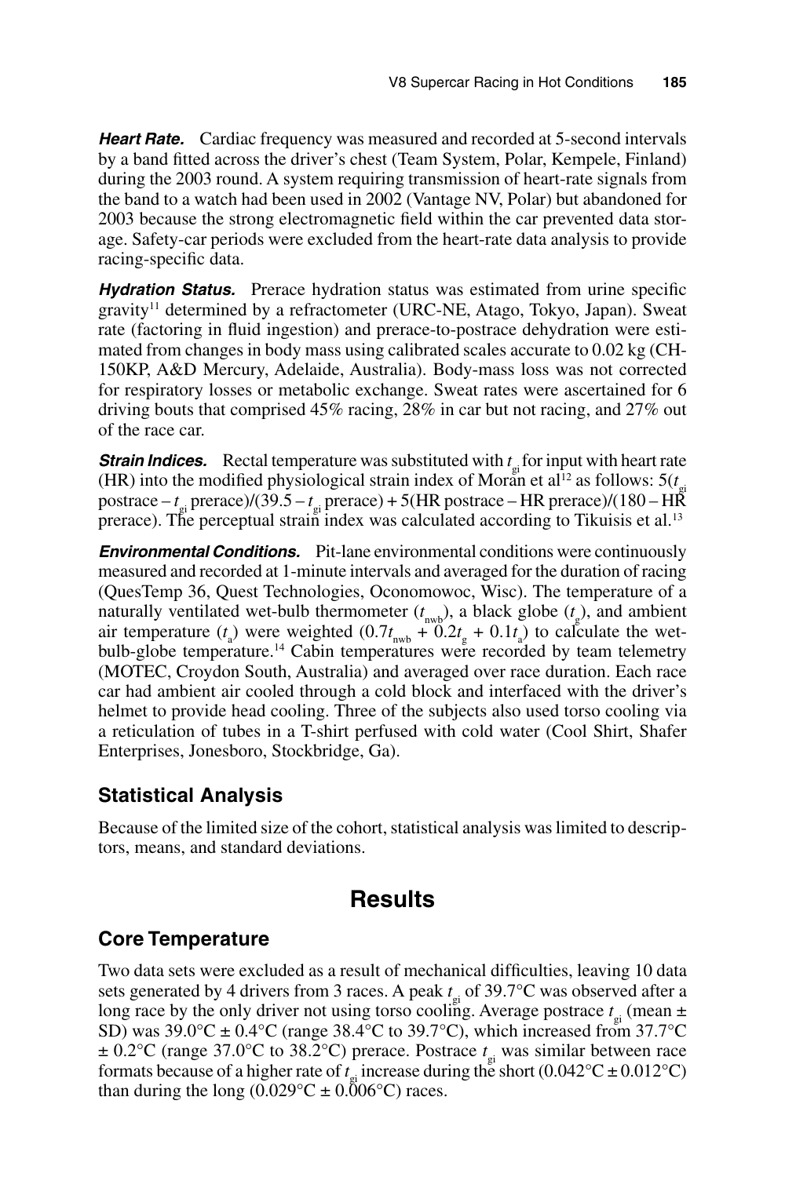***Heart Rate.*** Cardiac frequency was measured and recorded at 5-second intervals by a band fitted across the driver's chest (Team System, Polar, Kempele, Finland) during the 2003 round. A system requiring transmission of heart-rate signals from the band to a watch had been used in 2002 (Vantage NV, Polar) but abandoned for 2003 because the strong electromagnetic field within the car prevented data storage. Safety-car periods were excluded from the heart-rate data analysis to provide racing-specific data.

***Hydration Status.*** Prerace hydration status was estimated from urine specific gravity[11] determined by a refractometer (URC-NE, Atago, Tokyo, Japan). Sweat rate (factoring in fluid ingestion) and prerace-to-postrace dehydration were estimated from changes in body mass using calibrated scales accurate to 0.02 kg (CH-150KP, A&D Mercury, Adelaide, Australia). Body-mass loss was not corrected for respiratory losses or metabolic exchange. Sweat rates were ascertained for 6 driving bouts that comprised 45% racing, 28% in car but not racing, and 27% out of the race car.

***Strain Indices.*** Rectal temperature was substituted with $t_{gi}$ for input with heart rate (HR) into the modified physiological strain index of Moran et al[12] as follows: $5(t_{gi}$ postrace $- t_{gi}$ prerace$)/(39.5 - t_{gi}$ prerace$) + 5($HR postrace $-$ HR prerace$)/(180 -$ HR prerace$)$. The perceptual strain index was calculated according to Tikuisis et al.[13]

***Environmental Conditions.*** Pit-lane environmental conditions were continuously measured and recorded at 1-minute intervals and averaged for the duration of racing (QuesTemp 36, Quest Technologies, Oconomowoc, Wisc). The temperature of a naturally ventilated wet-bulb thermometer ($t_{nwb}$), a black globe ($t_g$), and ambient air temperature ($t_a$) were weighted ($0.7t_{nwb} + 0.2t_g + 0.1t_a$) to calculate the wet-bulb-globe temperature.[14] Cabin temperatures were recorded by team telemetry (MOTEC, Croydon South, Australia) and averaged over race duration. Each race car had ambient air cooled through a cold block and interfaced with the driver's helmet to provide head cooling. Three of the subjects also used torso cooling via a reticulation of tubes in a T-shirt perfused with cold water (Cool Shirt, Shafer Enterprises, Jonesboro, Stockbridge, Ga).

## Statistical Analysis

Because of the limited size of the cohort, statistical analysis was limited to descriptors, means, and standard deviations.

# Results

## Core Temperature

Two data sets were excluded as a result of mechanical difficulties, leaving 10 data sets generated by 4 drivers from 3 races. A peak $t_{gi}$ of 39.7°C was observed after a long race by the only driver not using torso cooling. Average postrace $t_{gi}$ (mean ± SD) was 39.0°C ± 0.4°C (range 38.4°C to 39.7°C), which increased from 37.7°C ± 0.2°C (range 37.0°C to 38.2°C) prerace. Postrace $t_{gi}$ was similar between race formats because of a higher rate of $t_{gi}$ increase during the short (0.042°C ± 0.012°C) than during the long (0.029°C ± 0.006°C) races.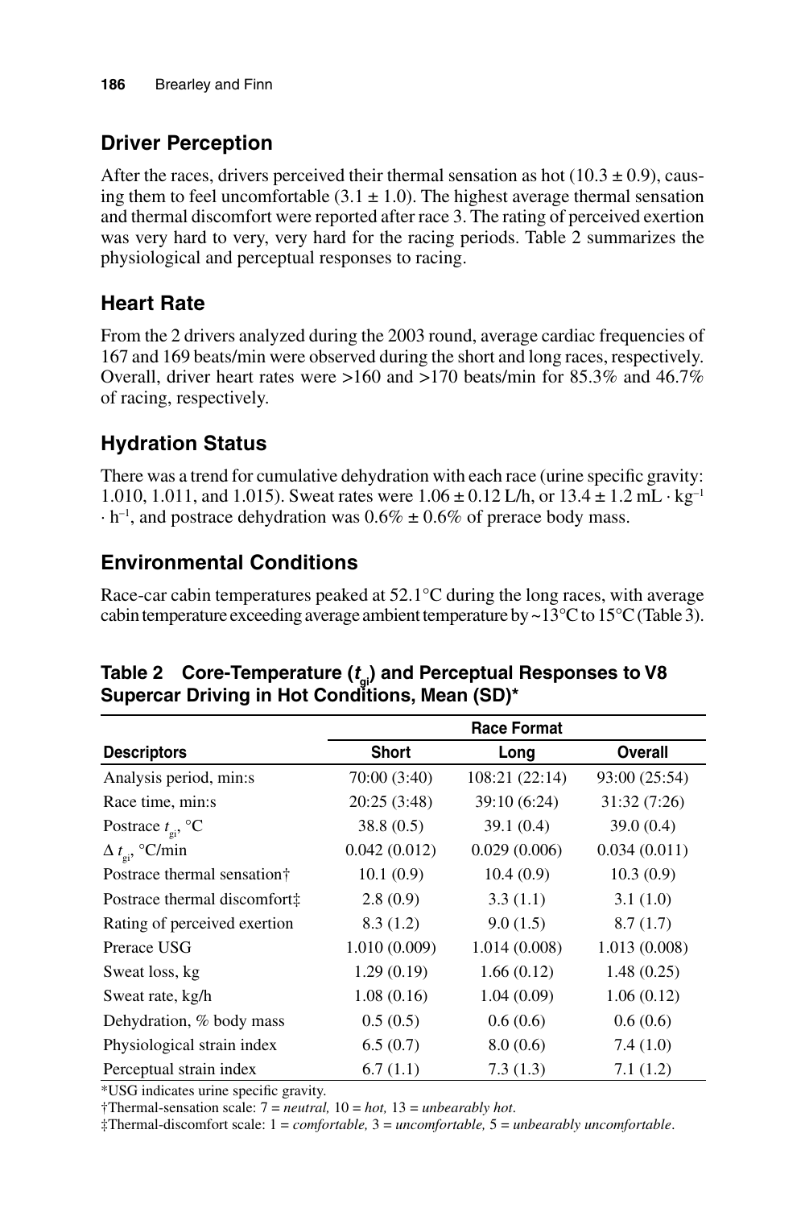## Driver Perception

After the races, drivers perceived their thermal sensation as hot (10.3 ± 0.9), causing them to feel uncomfortable (3.1 ± 1.0). The highest average thermal sensation and thermal discomfort were reported after race 3. The rating of perceived exertion was very hard to very, very hard for the racing periods. Table 2 summarizes the physiological and perceptual responses to racing.

## Heart Rate

From the 2 drivers analyzed during the 2003 round, average cardiac frequencies of 167 and 169 beats/min were observed during the short and long races, respectively. Overall, driver heart rates were >160 and >170 beats/min for 85.3% and 46.7% of racing, respectively.

## Hydration Status

There was a trend for cumulative dehydration with each race (urine specific gravity: 1.010, 1.011, and 1.015). Sweat rates were 1.06 ± 0.12 L/h, or 13.4 ± 1.2 mL · $kg^{-1}$ · $h^{-1}$, and postrace dehydration was 0.6% ± 0.6% of prerace body mass.

## Environmental Conditions

Race-car cabin temperatures peaked at 52.1°C during the long races, with average cabin temperature exceeding average ambient temperature by ~13°C to 15°C (Table 3).

**Table 2 Core-Temperature ($t_{gi}$) and Perceptual Responses to V8 Supercar Driving in Hot Conditions, Mean (SD)***

| | Race Format | | |
|---|---|---|---|
| **Descriptors** | **Short** | **Long** | **Overall** |
| Analysis period, min:s | 70:00 (3:40) | 108:21 (22:14) | 93:00 (25:54) |
| Race time, min:s | 20:25 (3:48) | 39:10 (6:24) | 31:32 (7:26) |
| Postrace $t_{gi}$, °C | 38.8 (0.5) | 39.1 (0.4) | 39.0 (0.4) |
| $\Delta t_{gi}$, °C/min | 0.042 (0.012) | 0.029 (0.006) | 0.034 (0.011) |
| Postrace thermal sensation† | 10.1 (0.9) | 10.4 (0.9) | 10.3 (0.9) |
| Postrace thermal discomfort‡ | 2.8 (0.9) | 3.3 (1.1) | 3.1 (1.0) |
| Rating of perceived exertion | 8.3 (1.2) | 9.0 (1.5) | 8.7 (1.7) |
| Prerace USG | 1.010 (0.009) | 1.014 (0.008) | 1.013 (0.008) |
| Sweat loss, kg | 1.29 (0.19) | 1.66 (0.12) | 1.48 (0.25) |
| Sweat rate, kg/h | 1.08 (0.16) | 1.04 (0.09) | 1.06 (0.12) |
| Dehydration, % body mass | 0.5 (0.5) | 0.6 (0.6) | 0.6 (0.6) |
| Physiological strain index | 6.5 (0.7) | 8.0 (0.6) | 7.4 (1.0) |
| Perceptual strain index | 6.7 (1.1) | 7.3 (1.3) | 7.1 (1.2) |

*USG indicates urine specific gravity.

†Thermal-sensation scale: 7 = *neutral,* 10 = *hot,* 13 = *unbearably hot*.

‡Thermal-discomfort scale: 1 = *comfortable,* 3 = *uncomfortable,* 5 = *unbearably uncomfortable*.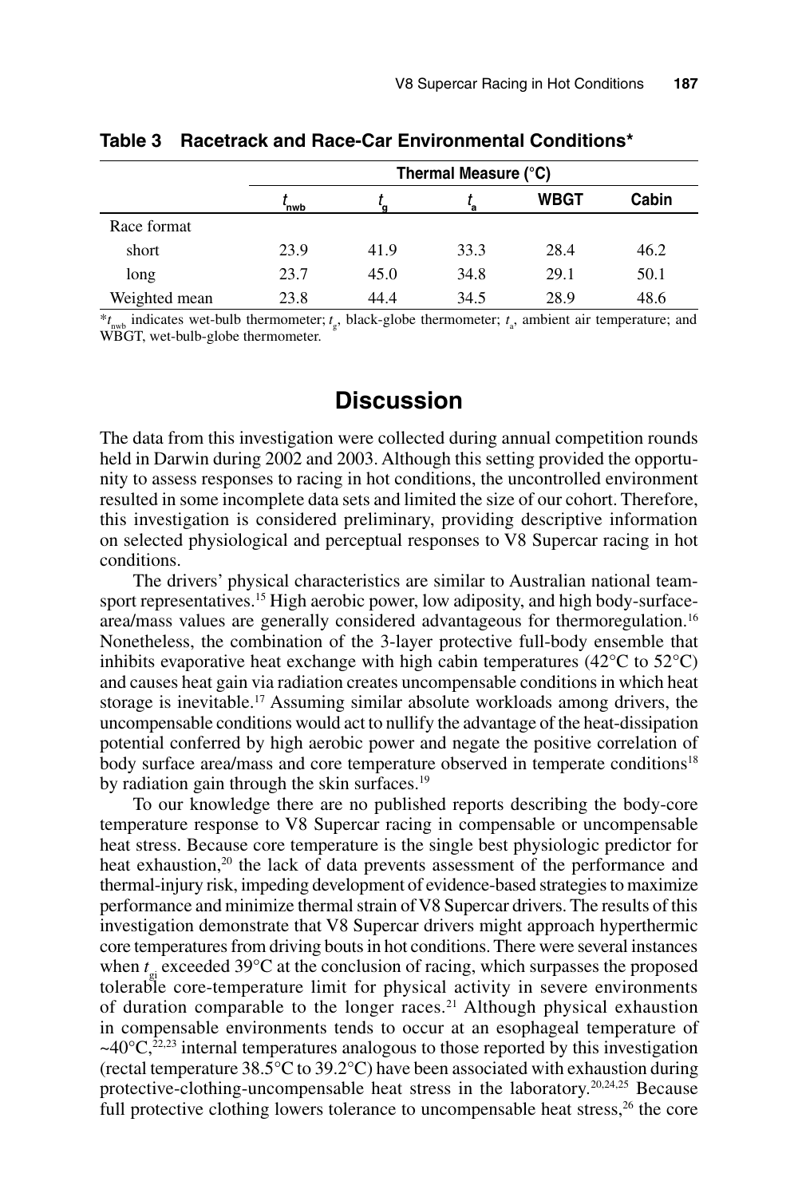**Table 3 Racetrack and Race-Car Environmental Conditions***

| | Thermal Measure (°C) | | | | |
|---|---|---|---|---|---|
| | $t_{nwb}$ | $t_g$ | $t_a$ | WBGT | Cabin |
| Race format | | | | | |
| short | 23.9 | 41.9 | 33.3 | 28.4 | 46.2 |
| long | 23.7 | 45.0 | 34.8 | 29.1 | 50.1 |
| Weighted mean | 23.8 | 44.4 | 34.5 | 28.9 | 48.6 |

*$t_{nwb}$ indicates wet-bulb thermometer; $t_g$, black-globe thermometer; $t_a$, ambient air temperature; and WBGT, wet-bulb-globe thermometer.

## Discussion

The data from this investigation were collected during annual competition rounds held in Darwin during 2002 and 2003. Although this setting provided the opportunity to assess responses to racing in hot conditions, the uncontrolled environment resulted in some incomplete data sets and limited the size of our cohort. Therefore, this investigation is considered preliminary, providing descriptive information on selected physiological and perceptual responses to V8 Supercar racing in hot conditions.

The drivers' physical characteristics are similar to Australian national team-sport representatives.[15] High aerobic power, low adiposity, and high body-surface-area/mass values are generally considered advantageous for thermoregulation.[16] Nonetheless, the combination of the 3-layer protective full-body ensemble that inhibits evaporative heat exchange with high cabin temperatures (42°C to 52°C) and causes heat gain via radiation creates uncompensable conditions in which heat storage is inevitable.[17] Assuming similar absolute workloads among drivers, the uncompensable conditions would act to nullify the advantage of the heat-dissipation potential conferred by high aerobic power and negate the positive correlation of body surface area/mass and core temperature observed in temperate conditions[18] by radiation gain through the skin surfaces.[19]

To our knowledge there are no published reports describing the body-core temperature response to V8 Supercar racing in compensable or uncompensable heat stress. Because core temperature is the single best physiologic predictor for heat exhaustion,[20] the lack of data prevents assessment of the performance and thermal-injury risk, impeding development of evidence-based strategies to maximize performance and minimize thermal strain of V8 Supercar drivers. The results of this investigation demonstrate that V8 Supercar drivers might approach hyperthermic core temperatures from driving bouts in hot conditions. There were several instances when $t_{gi}$ exceeded 39°C at the conclusion of racing, which surpasses the proposed tolerable core-temperature limit for physical activity in severe environments of duration comparable to the longer races.[21] Although physical exhaustion in compensable environments tends to occur at an esophageal temperature of ~40°C,[22,23] internal temperatures analogous to those reported by this investigation (rectal temperature 38.5°C to 39.2°C) have been associated with exhaustion during protective-clothing-uncompensable heat stress in the laboratory.[20,24,25] Because full protective clothing lowers tolerance to uncompensable heat stress,[26] the core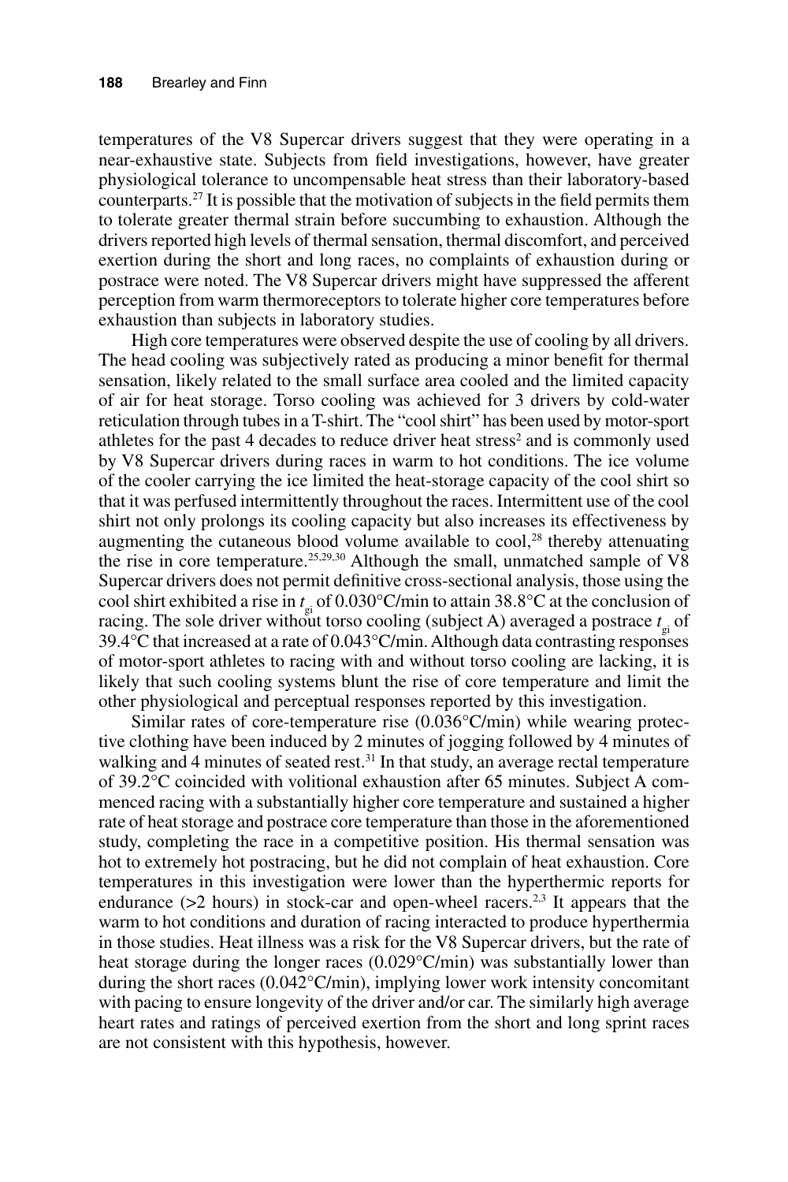temperatures of the V8 Supercar drivers suggest that they were operating in a near-exhaustive state. Subjects from field investigations, however, have greater physiological tolerance to uncompensable heat stress than their laboratory-based counterparts.[27] It is possible that the motivation of subjects in the field permits them to tolerate greater thermal strain before succumbing to exhaustion. Although the drivers reported high levels of thermal sensation, thermal discomfort, and perceived exertion during the short and long races, no complaints of exhaustion during or postrace were noted. The V8 Supercar drivers might have suppressed the afferent perception from warm thermoreceptors to tolerate higher core temperatures before exhaustion than subjects in laboratory studies.

High core temperatures were observed despite the use of cooling by all drivers. The head cooling was subjectively rated as producing a minor benefit for thermal sensation, likely related to the small surface area cooled and the limited capacity of air for heat storage. Torso cooling was achieved for 3 drivers by cold-water reticulation through tubes in a T-shirt. The "cool shirt" has been used by motor-sport athletes for the past 4 decades to reduce driver heat stress[2] and is commonly used by V8 Supercar drivers during races in warm to hot conditions. The ice volume of the cooler carrying the ice limited the heat-storage capacity of the cool shirt so that it was perfused intermittently throughout the races. Intermittent use of the cool shirt not only prolongs its cooling capacity but also increases its effectiveness by augmenting the cutaneous blood volume available to cool,[28] thereby attenuating the rise in core temperature.[25,29,30] Although the small, unmatched sample of V8 Supercar drivers does not permit definitive cross-sectional analysis, those using the cool shirt exhibited a rise in $t_{gi}$ of 0.030°C/min to attain 38.8°C at the conclusion of racing. The sole driver without torso cooling (subject A) averaged a postrace $t_{gi}$ of 39.4°C that increased at a rate of 0.043°C/min. Although data contrasting responses of motor-sport athletes to racing with and without torso cooling are lacking, it is likely that such cooling systems blunt the rise of core temperature and limit the other physiological and perceptual responses reported by this investigation.

Similar rates of core-temperature rise (0.036°C/min) while wearing protective clothing have been induced by 2 minutes of jogging followed by 4 minutes of walking and 4 minutes of seated rest.[31] In that study, an average rectal temperature of 39.2°C coincided with volitional exhaustion after 65 minutes. Subject A commenced racing with a substantially higher core temperature and sustained a higher rate of heat storage and postrace core temperature than those in the aforementioned study, completing the race in a competitive position. His thermal sensation was hot to extremely hot postracing, but he did not complain of heat exhaustion. Core temperatures in this investigation were lower than the hyperthermic reports for endurance (>2 hours) in stock-car and open-wheel racers.[2,3] It appears that the warm to hot conditions and duration of racing interacted to produce hyperthermia in those studies. Heat illness was a risk for the V8 Supercar drivers, but the rate of heat storage during the longer races (0.029°C/min) was substantially lower than during the short races (0.042°C/min), implying lower work intensity concomitant with pacing to ensure longevity of the driver and/or car. The similarly high average heart rates and ratings of perceived exertion from the short and long sprint races are not consistent with this hypothesis, however.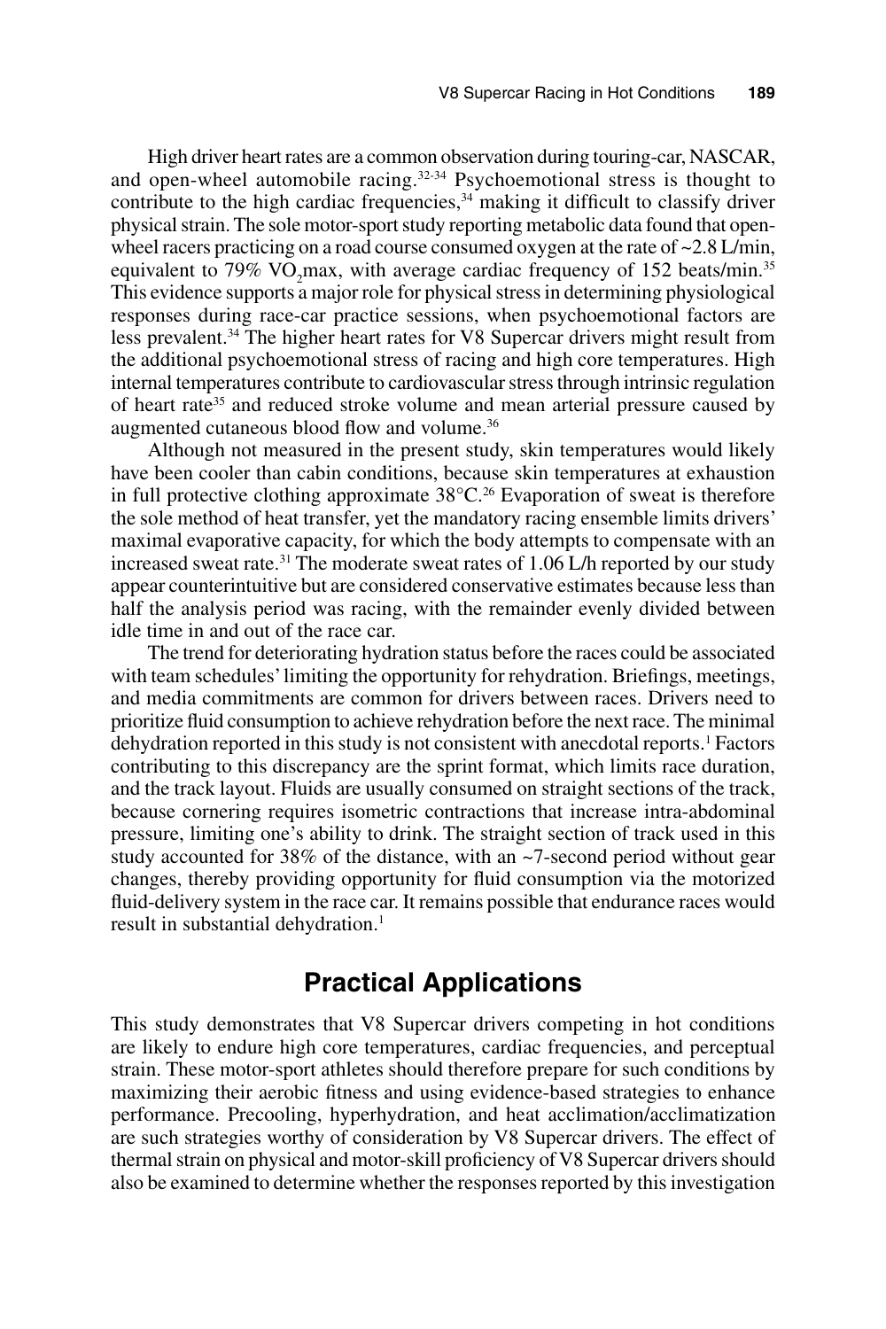High driver heart rates are a common observation during touring-car, NASCAR, and open-wheel automobile racing.[32-34] Psychoemotional stress is thought to contribute to the high cardiac frequencies,[34] making it difficult to classify driver physical strain. The sole motor-sport study reporting metabolic data found that open-wheel racers practicing on a road course consumed oxygen at the rate of ~2.8 L/min, equivalent to 79% $VO_2$max, with average cardiac frequency of 152 beats/min.[35] This evidence supports a major role for physical stress in determining physiological responses during race-car practice sessions, when psychoemotional factors are less prevalent.[34] The higher heart rates for V8 Supercar drivers might result from the additional psychoemotional stress of racing and high core temperatures. High internal temperatures contribute to cardiovascular stress through intrinsic regulation of heart rate[35] and reduced stroke volume and mean arterial pressure caused by augmented cutaneous blood flow and volume.[36]

Although not measured in the present study, skin temperatures would likely have been cooler than cabin conditions, because skin temperatures at exhaustion in full protective clothing approximate 38°C.[26] Evaporation of sweat is therefore the sole method of heat transfer, yet the mandatory racing ensemble limits drivers' maximal evaporative capacity, for which the body attempts to compensate with an increased sweat rate.[31] The moderate sweat rates of 1.06 L/h reported by our study appear counterintuitive but are considered conservative estimates because less than half the analysis period was racing, with the remainder evenly divided between idle time in and out of the race car.

The trend for deteriorating hydration status before the races could be associated with team schedules' limiting the opportunity for rehydration. Briefings, meetings, and media commitments are common for drivers between races. Drivers need to prioritize fluid consumption to achieve rehydration before the next race. The minimal dehydration reported in this study is not consistent with anecdotal reports.[1] Factors contributing to this discrepancy are the sprint format, which limits race duration, and the track layout. Fluids are usually consumed on straight sections of the track, because cornering requires isometric contractions that increase intra-abdominal pressure, limiting one's ability to drink. The straight section of track used in this study accounted for 38% of the distance, with an ~7-second period without gear changes, thereby providing opportunity for fluid consumption via the motorized fluid-delivery system in the race car. It remains possible that endurance races would result in substantial dehydration.[1]

## Practical Applications

This study demonstrates that V8 Supercar drivers competing in hot conditions are likely to endure high core temperatures, cardiac frequencies, and perceptual strain. These motor-sport athletes should therefore prepare for such conditions by maximizing their aerobic fitness and using evidence-based strategies to enhance performance. Precooling, hyperhydration, and heat acclimation/acclimatization are such strategies worthy of consideration by V8 Supercar drivers. The effect of thermal strain on physical and motor-skill proficiency of V8 Supercar drivers should also be examined to determine whether the responses reported by this investigation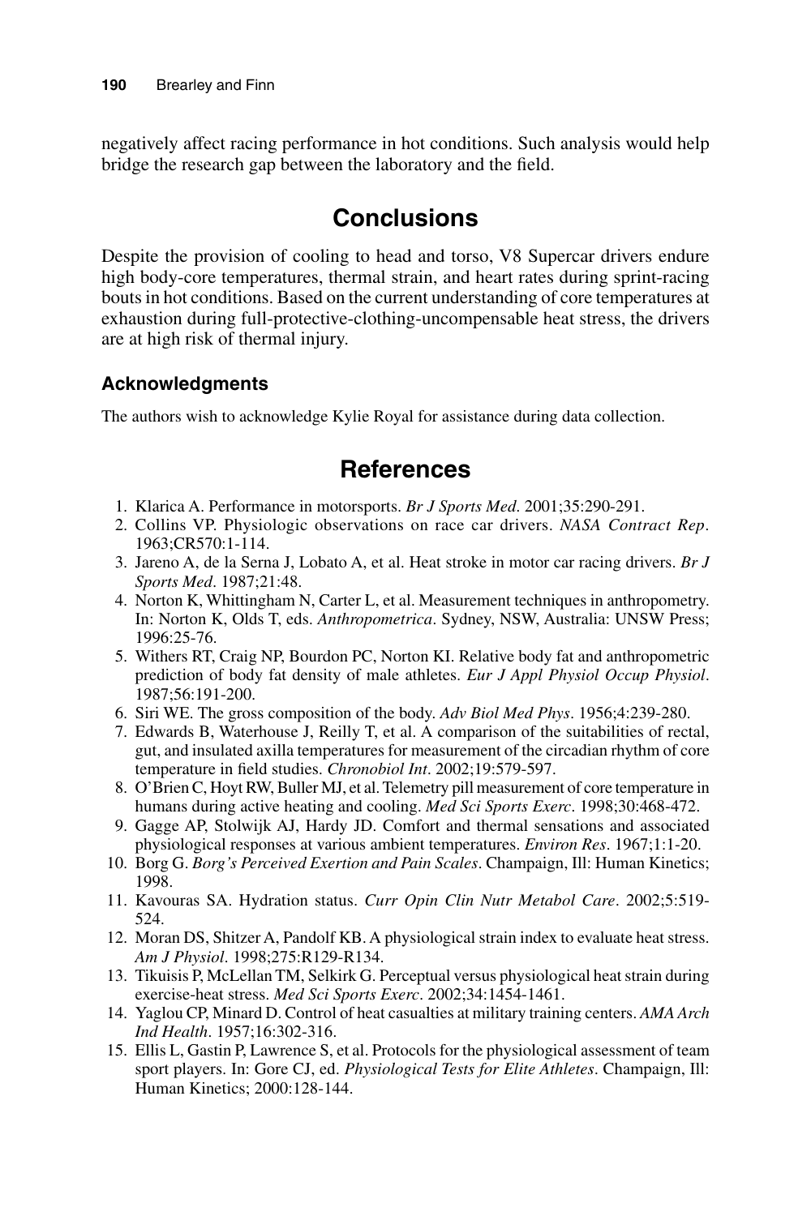negatively affect racing performance in hot conditions. Such analysis would help bridge the research gap between the laboratory and the field.

# Conclusions

Despite the provision of cooling to head and torso, V8 Supercar drivers endure high body-core temperatures, thermal strain, and heart rates during sprint-racing bouts in hot conditions. Based on the current understanding of core temperatures at exhaustion during full-protective-clothing-uncompensable heat stress, the drivers are at high risk of thermal injury.

### Acknowledgments

The authors wish to acknowledge Kylie Royal for assistance during data collection.

# References

1. Klarica A. Performance in motorsports. *Br J Sports Med*. 2001;35:290-291.
2. Collins VP. Physiologic observations on race car drivers. *NASA Contract Rep*. 1963;CR570:1-114.
3. Jareno A, de la Serna J, Lobato A, et al. Heat stroke in motor car racing drivers. *Br J Sports Med*. 1987;21:48.
4. Norton K, Whittingham N, Carter L, et al. Measurement techniques in anthropometry. In: Norton K, Olds T, eds. *Anthropometrica*. Sydney, NSW, Australia: UNSW Press; 1996:25-76.
5. Withers RT, Craig NP, Bourdon PC, Norton KI. Relative body fat and anthropometric prediction of body fat density of male athletes. *Eur J Appl Physiol Occup Physiol*. 1987;56:191-200.
6. Siri WE. The gross composition of the body. *Adv Biol Med Phys*. 1956;4:239-280.
7. Edwards B, Waterhouse J, Reilly T, et al. A comparison of the suitabilities of rectal, gut, and insulated axilla temperatures for measurement of the circadian rhythm of core temperature in field studies. *Chronobiol Int*. 2002;19:579-597.
8. O'Brien C, Hoyt RW, Buller MJ, et al. Telemetry pill measurement of core temperature in humans during active heating and cooling. *Med Sci Sports Exerc*. 1998;30:468-472.
9. Gagge AP, Stolwijk AJ, Hardy JD. Comfort and thermal sensations and associated physiological responses at various ambient temperatures. *Environ Res*. 1967;1:1-20.
10. Borg G. *Borg's Perceived Exertion and Pain Scales*. Champaign, Ill: Human Kinetics; 1998.
11. Kavouras SA. Hydration status. *Curr Opin Clin Nutr Metabol Care*. 2002;5:519-524.
12. Moran DS, Shitzer A, Pandolf KB. A physiological strain index to evaluate heat stress. *Am J Physiol*. 1998;275:R129-R134.
13. Tikuisis P, McLellan TM, Selkirk G. Perceptual versus physiological heat strain during exercise-heat stress. *Med Sci Sports Exerc*. 2002;34:1454-1461.
14. Yaglou CP, Minard D. Control of heat casualties at military training centers. *AMA Arch Ind Health*. 1957;16:302-316.
15. Ellis L, Gastin P, Lawrence S, et al. Protocols for the physiological assessment of team sport players. In: Gore CJ, ed. *Physiological Tests for Elite Athletes*. Champaign, Ill: Human Kinetics; 2000:128-144.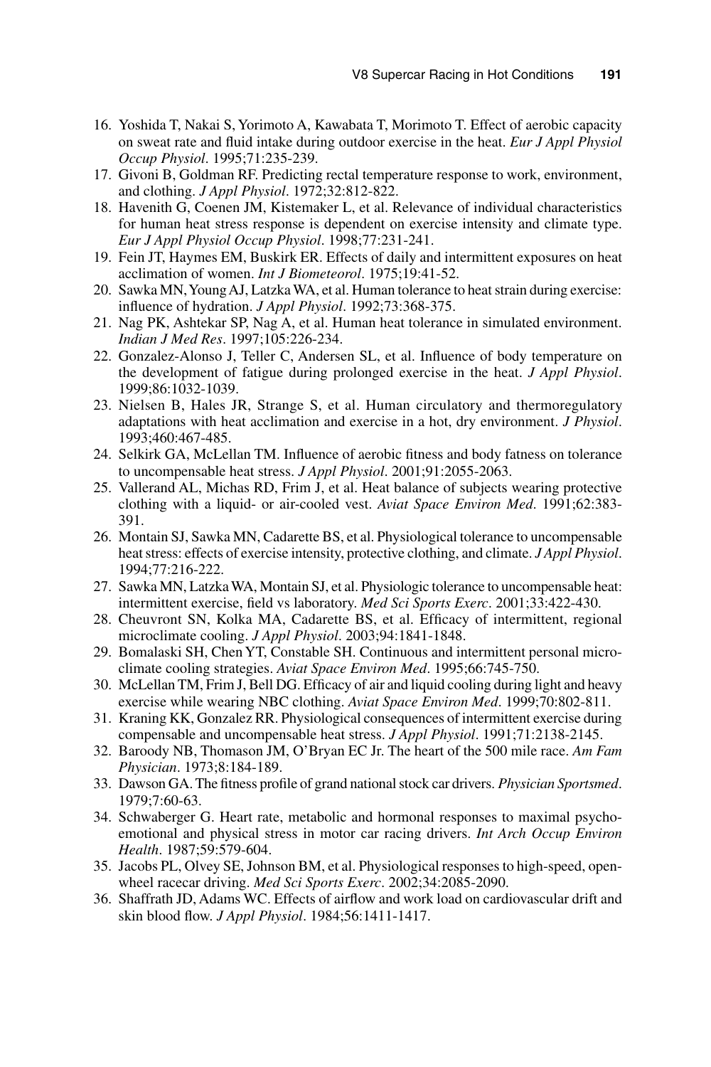16. Yoshida T, Nakai S, Yorimoto A, Kawabata T, Morimoto T. Effect of aerobic capacity on sweat rate and fluid intake during outdoor exercise in the heat. *Eur J Appl Physiol Occup Physiol*. 1995;71:235-239.
17. Givoni B, Goldman RF. Predicting rectal temperature response to work, environment, and clothing. *J Appl Physiol*. 1972;32:812-822.
18. Havenith G, Coenen JM, Kistemaker L, et al. Relevance of individual characteristics for human heat stress response is dependent on exercise intensity and climate type. *Eur J Appl Physiol Occup Physiol*. 1998;77:231-241.
19. Fein JT, Haymes EM, Buskirk ER. Effects of daily and intermittent exposures on heat acclimation of women. *Int J Biometeorol*. 1975;19:41-52.
20. Sawka MN, Young AJ, Latzka WA, et al. Human tolerance to heat strain during exercise: influence of hydration. *J Appl Physiol*. 1992;73:368-375.
21. Nag PK, Ashtekar SP, Nag A, et al. Human heat tolerance in simulated environment. *Indian J Med Res*. 1997;105:226-234.
22. Gonzalez-Alonso J, Teller C, Andersen SL, et al. Influence of body temperature on the development of fatigue during prolonged exercise in the heat. *J Appl Physiol*. 1999;86:1032-1039.
23. Nielsen B, Hales JR, Strange S, et al. Human circulatory and thermoregulatory adaptations with heat acclimation and exercise in a hot, dry environment. *J Physiol*. 1993;460:467-485.
24. Selkirk GA, McLellan TM. Influence of aerobic fitness and body fatness on tolerance to uncompensable heat stress. *J Appl Physiol*. 2001;91:2055-2063.
25. Vallerand AL, Michas RD, Frim J, et al. Heat balance of subjects wearing protective clothing with a liquid- or air-cooled vest. *Aviat Space Environ Med*. 1991;62:383-391.
26. Montain SJ, Sawka MN, Cadarette BS, et al. Physiological tolerance to uncompensable heat stress: effects of exercise intensity, protective clothing, and climate. *J Appl Physiol*. 1994;77:216-222.
27. Sawka MN, Latzka WA, Montain SJ, et al. Physiologic tolerance to uncompensable heat: intermittent exercise, field vs laboratory. *Med Sci Sports Exerc*. 2001;33:422-430.
28. Cheuvront SN, Kolka MA, Cadarette BS, et al. Efficacy of intermittent, regional microclimate cooling. *J Appl Physiol*. 2003;94:1841-1848.
29. Bomalaski SH, Chen YT, Constable SH. Continuous and intermittent personal microclimate cooling strategies. *Aviat Space Environ Med*. 1995;66:745-750.
30. McLellan TM, Frim J, Bell DG. Efficacy of air and liquid cooling during light and heavy exercise while wearing NBC clothing. *Aviat Space Environ Med*. 1999;70:802-811.
31. Kraning KK, Gonzalez RR. Physiological consequences of intermittent exercise during compensable and uncompensable heat stress. *J Appl Physiol*. 1991;71:2138-2145.
32. Baroody NB, Thomason JM, O'Bryan EC Jr. The heart of the 500 mile race. *Am Fam Physician*. 1973;8:184-189.
33. Dawson GA. The fitness profile of grand national stock car drivers. *Physician Sportsmed*. 1979;7:60-63.
34. Schwaberger G. Heart rate, metabolic and hormonal responses to maximal psycho-emotional and physical stress in motor car racing drivers. *Int Arch Occup Environ Health*. 1987;59:579-604.
35. Jacobs PL, Olvey SE, Johnson BM, et al. Physiological responses to high-speed, open-wheel racecar driving. *Med Sci Sports Exerc*. 2002;34:2085-2090.
36. Shaffrath JD, Adams WC. Effects of airflow and work load on cardiovascular drift and skin blood flow. *J Appl Physiol*. 1984;56:1411-1417.